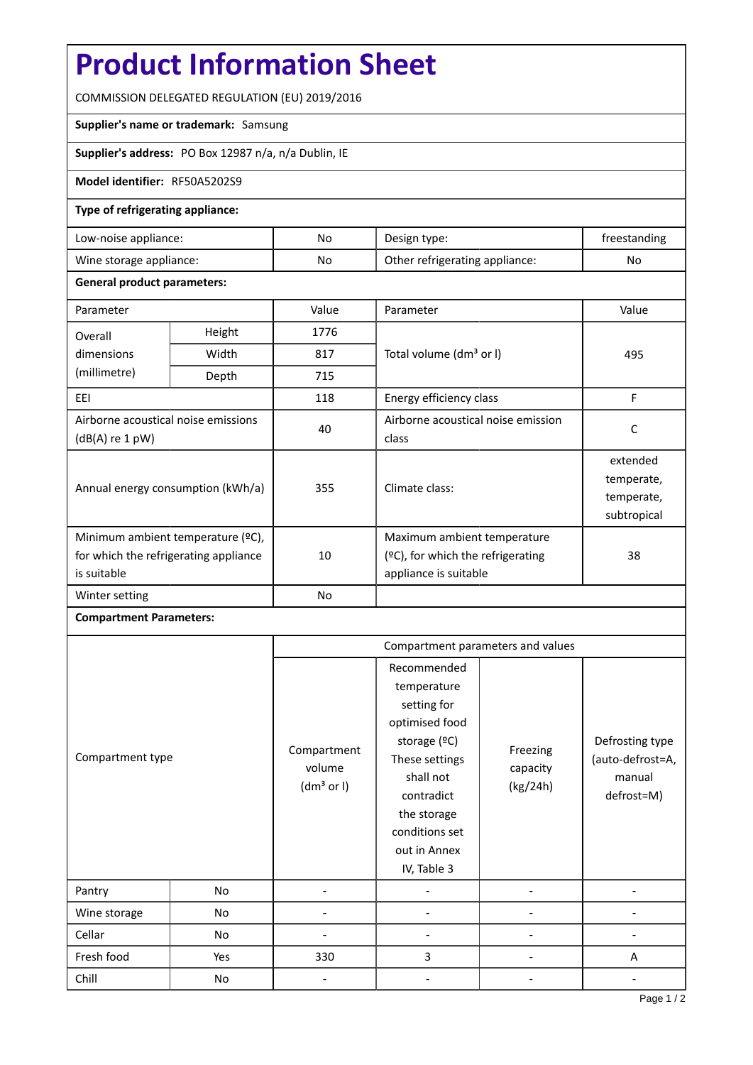# Product Information Sheet

COMMISSION DELEGATED REGULATION (EU) 2019/2016

**Supplier's name or trademark:** Samsung

**Supplier's address:** PO Box 12987 n/a, n/a Dublin, IE

**Model identifier:** RF50A5202S9

**Type of refrigerating appliance:**

| | | | |
|---|---|---|---|
| Low-noise appliance: | No | Design type: | freestanding |
| Wine storage appliance: | No | Other refrigerating appliance: | No |

**General product parameters:**

| Parameter | | Value | Parameter | Value |
|---|---|---|---|---|
| Overall dimensions (millimetre) | Height | 1776 | Total volume (dm³ or l) | 495 |
| | Width | 817 | | |
| | Depth | 715 | | |
| EEI | | 118 | Energy efficiency class | F |
| Airborne acoustical noise emissions (dB(A) re 1 pW) | | 40 | Airborne acoustical noise emission class | C |
| Annual energy consumption (kWh/a) | | 355 | Climate class: | extended temperate, temperate, subtropical |
| Minimum ambient temperature (ºC), for which the refrigerating appliance is suitable | | 10 | Maximum ambient temperature (ºC), for which the refrigerating appliance is suitable | 38 |
| Winter setting | | No | | |

**Compartment Parameters:**

| Compartment type | | Compartment parameters and values | | | |
|---|---|---|---|---|---|
| | | Compartment volume (dm³ or l) | Recommended temperature setting for optimised food storage (ºC) These settings shall not contradict the storage conditions set out in Annex IV, Table 3 | Freezing capacity (kg/24h) | Defrosting type (auto-defrost=A, manual defrost=M) |
| Pantry | No | - | - | - | - |
| Wine storage | No | - | - | - | - |
| Cellar | No | - | - | - | - |
| Fresh food | Yes | 330 | 3 | - | A |
| Chill | No | - | - | - | - |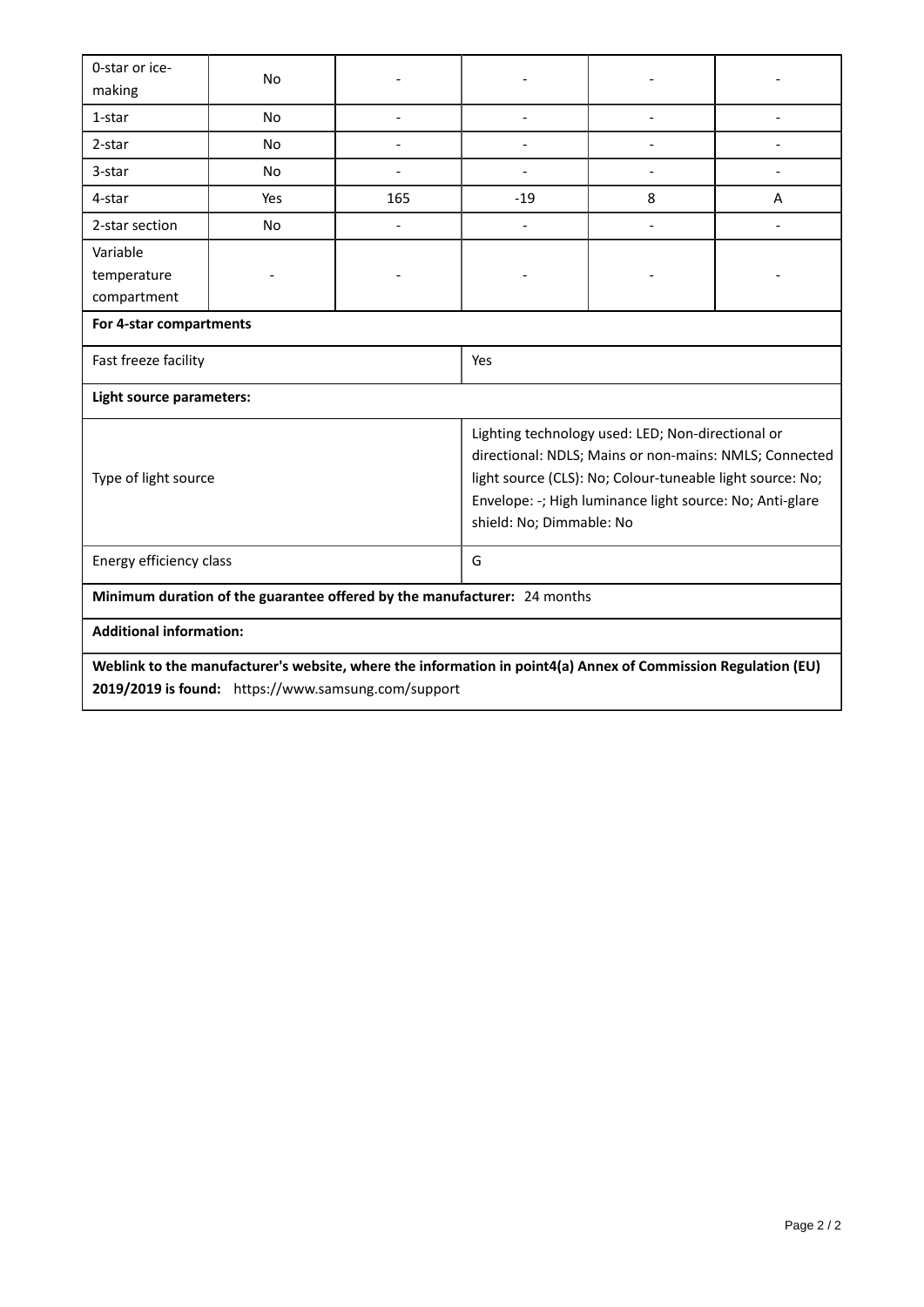| | | | | | |
|---|---|---|---|---|---|
| 0-star or ice-making | No | - | - | - | - |
| 1-star | No | - | - | - | - |
| 2-star | No | - | - | - | - |
| 3-star | No | - | - | - | - |
| 4-star | Yes | 165 | -19 | 8 | A |
| 2-star section | No | - | - | - | - |
| Variable temperature compartment | - | - | - | - | - |

| | |
|---|---|
| **For 4-star compartments** | |
| Fast freeze facility | Yes |
| **Light source parameters:** | |
| Type of light source | Lighting technology used: LED; Non-directional or directional: NDLS; Mains or non-mains: NMLS; Connected light source (CLS): No; Colour-tuneable light source: No; Envelope: -; High luminance light source: No; Anti-glare shield: No; Dimmable: No |
| Energy efficiency class | G |

**Minimum duration of the guarantee offered by the manufacturer:** 24 months

**Additional information:**

**Weblink to the manufacturer's website, where the information in point4(a) Annex of Commission Regulation (EU) 2019/2019 is found:** https://www.samsung.com/support